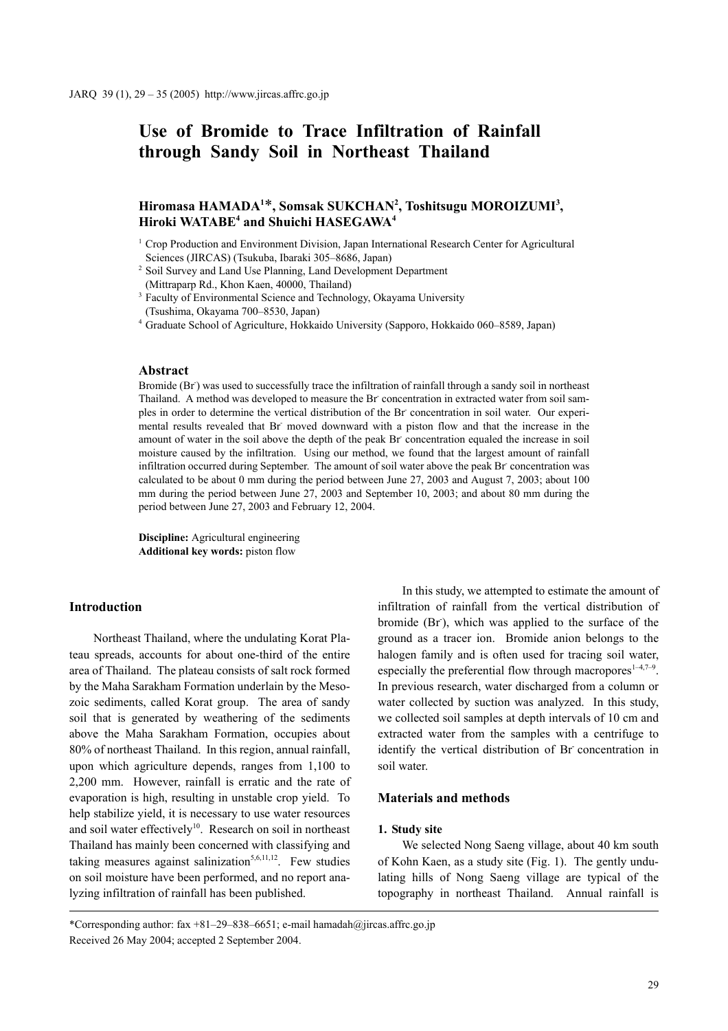# Use of Bromide to Trace Infiltration of Rainfall through Sandy Soil in Northeast Thailand

**Hiromasa HAMADA[1]*, Somsak SUKCHAN[2], Toshitsugu MOROIZUMI[3], Hiroki WATABE[4] and Shuichi HASEGAWA[4]**

[1] Crop Production and Environment Division, Japan International Research Center for Agricultural Sciences (JIRCAS) (Tsukuba, Ibaraki 305–8686, Japan)

[2] Soil Survey and Land Use Planning, Land Development Department (Mittraparp Rd., Khon Kaen, 40000, Thailand)

[3] Faculty of Environmental Science and Technology, Okayama University (Tsushima, Okayama 700–8530, Japan)

[4] Graduate School of Agriculture, Hokkaido University (Sapporo, Hokkaido 060–8589, Japan)

## Abstract

Bromide ($Br^-$) was used to successfully trace the infiltration of rainfall through a sandy soil in northeast Thailand. A method was developed to measure the $Br^-$ concentration in extracted water from soil samples in order to determine the vertical distribution of the $Br^-$ concentration in soil water. Our experimental results revealed that $Br^-$ moved downward with a piston flow and that the increase in the amount of water in the soil above the depth of the peak $Br^-$ concentration equaled the increase in soil moisture caused by the infiltration. Using our method, we found that the largest amount of rainfall infiltration occurred during September. The amount of soil water above the peak $Br^-$ concentration was calculated to be about 0 mm during the period between June 27, 2003 and August 7, 2003; about 100 mm during the period between June 27, 2003 and September 10, 2003; and about 80 mm during the period between June 27, 2003 and February 12, 2004.

**Discipline:** Agricultural engineering
**Additional key words:** piston flow

## Introduction

Northeast Thailand, where the undulating Korat Plateau spreads, accounts for about one-third of the entire area of Thailand. The plateau consists of salt rock formed by the Maha Sarakham Formation underlain by the Mesozoic sediments, called Korat group. The area of sandy soil that is generated by weathering of the sediments above the Maha Sarakham Formation, occupies about 80% of northeast Thailand. In this region, annual rainfall, upon which agriculture depends, ranges from 1,100 to 2,200 mm. However, rainfall is erratic and the rate of evaporation is high, resulting in unstable crop yield. To help stabilize yield, it is necessary to use water resources and soil water effectively[10]. Research on soil in northeast Thailand has mainly been concerned with classifying and taking measures against salinization[5,6,11,12]. Few studies on soil moisture have been performed, and no report analyzing infiltration of rainfall has been published.

In this study, we attempted to estimate the amount of infiltration of rainfall from the vertical distribution of bromide ($Br^-$), which was applied to the surface of the ground as a tracer ion. Bromide anion belongs to the halogen family and is often used for tracing soil water, especially the preferential flow through macropores[1–4,7–9]. In previous research, water discharged from a column or water collected by suction was analyzed. In this study, we collected soil samples at depth intervals of 10 cm and extracted water from the samples with a centrifuge to identify the vertical distribution of $Br^-$ concentration in soil water.

## Materials and methods

### 1. Study site

We selected Nong Saeng village, about 40 km south of Kohn Kaen, as a study site (Fig. 1). The gently undulating hills of Nong Saeng village are typical of the topography in northeast Thailand. Annual rainfall is

*Corresponding author: fax +81–29–838–6651; e-mail hamadah@jircas.affrc.go.jp
Received 26 May 2004; accepted 2 September 2004.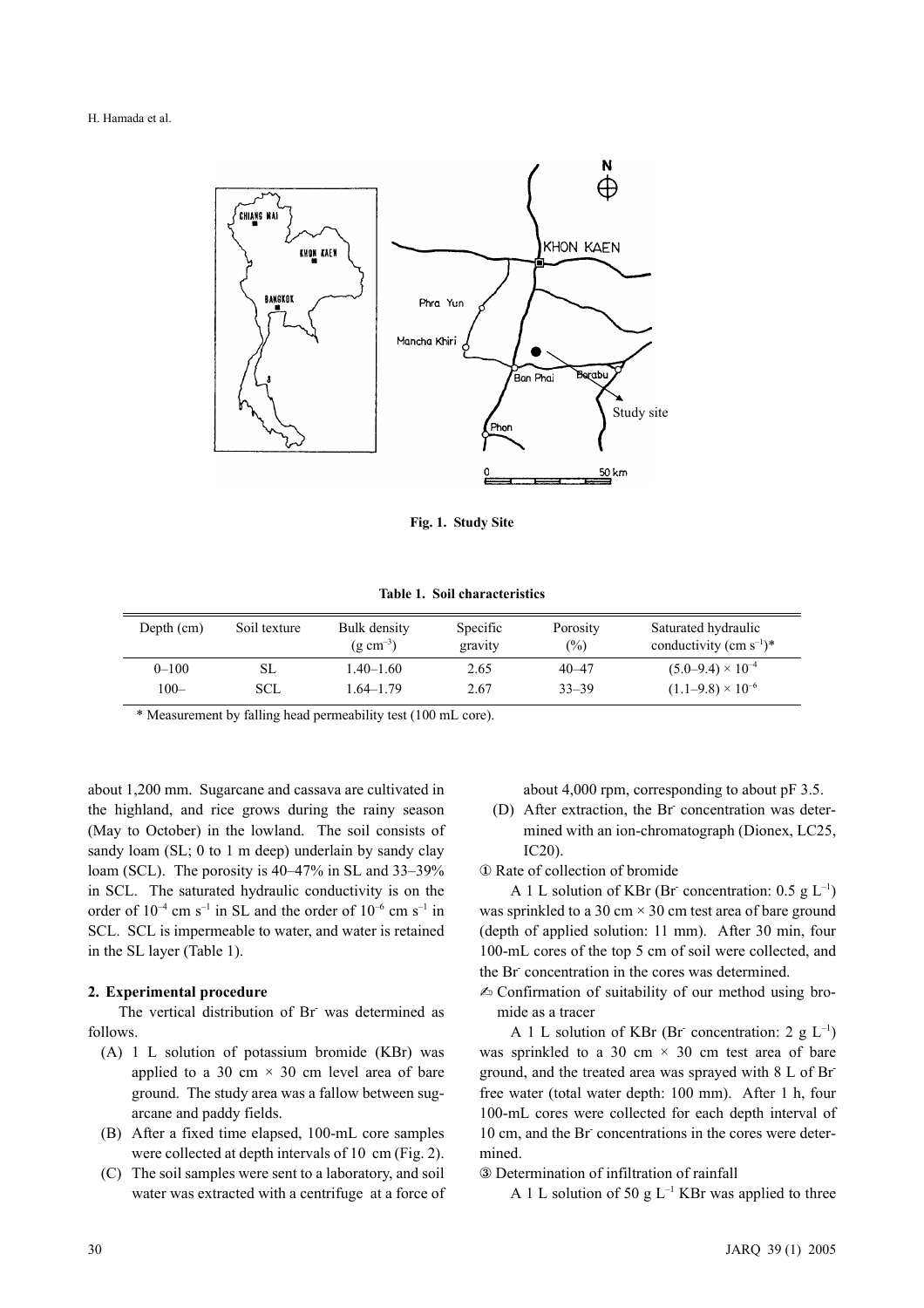Fig. 1. Study Site

**Table 1. Soil characteristics**

| Depth (cm) | Soil texture | Bulk density ($g\ cm^{-3}$) | Specific gravity | Porosity (%) | Saturated hydraulic conductivity ($cm\ s^{-1}$)* |
|---|---|---|---|---|---|
| 0–100 | SL | 1.40–1.60 | 2.65 | 40–47 | $(5.0–9.4) \times 10^{-4}$ |
| 100– | SCL | 1.64–1.79 | 2.67 | 33–39 | $(1.1–9.8) \times 10^{-6}$ |

\* Measurement by falling head permeability test (100 mL core).

about 1,200 mm. Sugarcane and cassava are cultivated in the highland, and rice grows during the rainy season (May to October) in the lowland. The soil consists of sandy loam (SL; 0 to 1 m deep) underlain by sandy clay loam (SCL). The porosity is 40–47% in SL and 33–39% in SCL. The saturated hydraulic conductivity is on the order of $10^{-4}$ cm $s^{-1}$ in SL and the order of $10^{-6}$ cm $s^{-1}$ in SCL. SCL is impermeable to water, and water is retained in the SL layer (Table 1).

## 2. Experimental procedure

The vertical distribution of $Br^-$ was determined as follows.

(A) 1 L solution of potassium bromide (KBr) was applied to a 30 cm × 30 cm level area of bare ground. The study area was a fallow between sugarcane and paddy fields.

(B) After a fixed time elapsed, 100-mL core samples were collected at depth intervals of 10 cm (Fig. 2).

(C) The soil samples were sent to a laboratory, and soil water was extracted with a centrifuge at a force of about 4,000 rpm, corresponding to about pF 3.5.

(D) After extraction, the $Br^-$ concentration was determined with an ion-chromatograph (Dionex, LC25, IC20).

① Rate of collection of bromide

A 1 L solution of KBr ($Br^-$ concentration: 0.5 g $L^{-1}$) was sprinkled to a 30 cm × 30 cm test area of bare ground (depth of applied solution: 11 mm). After 30 min, four 100-mL cores of the top 5 cm of soil were collected, and the $Br^-$ concentration in the cores was determined.

② Confirmation of suitability of our method using bromide as a tracer

A 1 L solution of KBr ($Br^-$ concentration: 2 g $L^{-1}$) was sprinkled to a 30 cm × 30 cm test area of bare ground, and the treated area was sprayed with 8 L of $Br^-$ free water (total water depth: 100 mm). After 1 h, four 100-mL cores were collected for each depth interval of 10 cm, and the $Br^-$ concentrations in the cores were determined.

③ Determination of infiltration of rainfall

A 1 L solution of 50 g $L^{-1}$ KBr was applied to three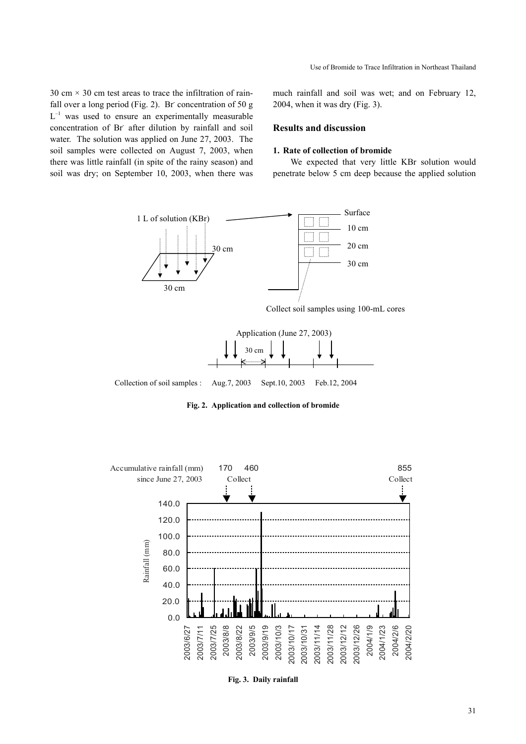30 cm × 30 cm test areas to trace the infiltration of rainfall over a long period (Fig. 2). $Br^-$ concentration of 50 g $L^{-1}$ was used to ensure an experimentally measurable concentration of $Br^-$ after dilution by rainfall and soil water. The solution was applied on June 27, 2003. The soil samples were collected on August 7, 2003, when there was little rainfall (in spite of the rainy season) and soil was dry; on September 10, 2003, when there was much rainfall and soil was wet; and on February 12, 2004, when it was dry (Fig. 3).

## Results and discussion

### 1. Rate of collection of bromide

We expected that very little KBr solution would penetrate below 5 cm deep because the applied solution

Fig. 2. Application and collection of bromide

Fig. 3. Daily rainfall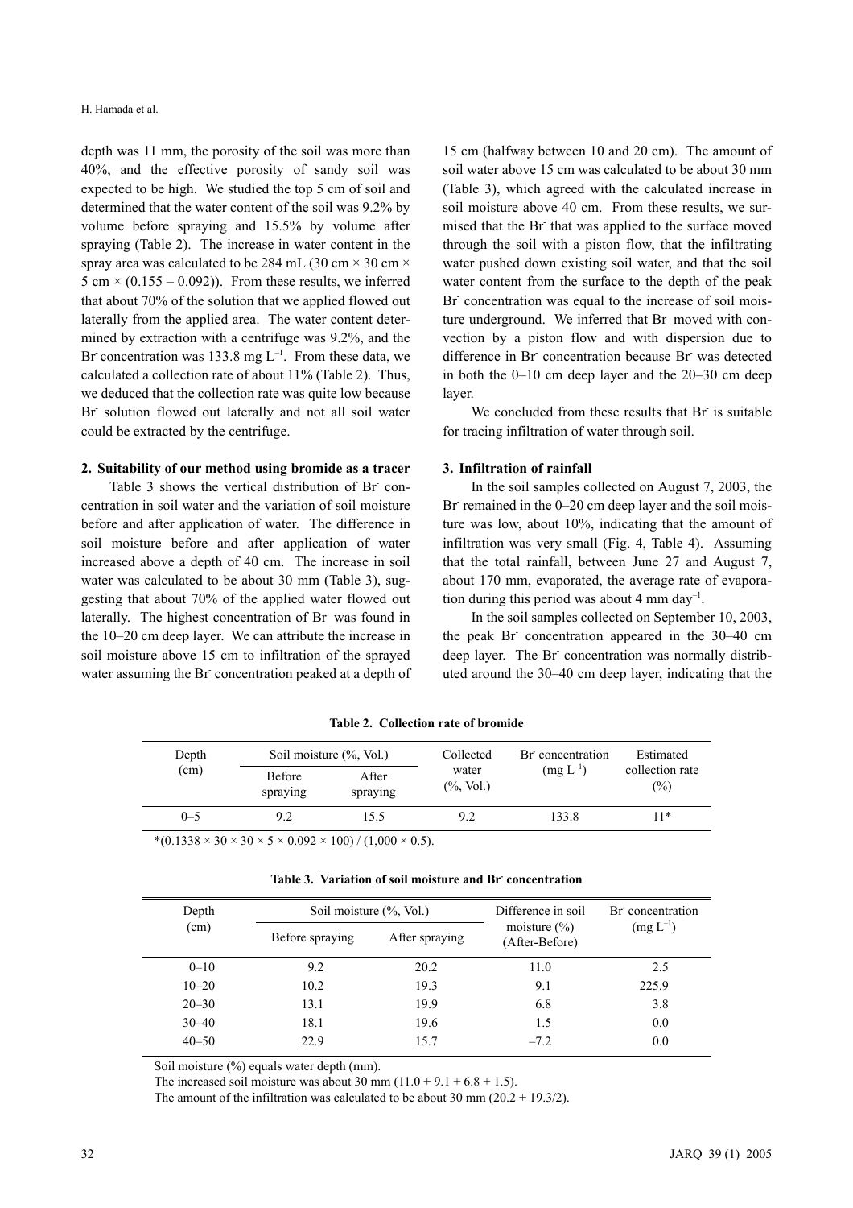depth was 11 mm, the porosity of the soil was more than 40%, and the effective porosity of sandy soil was expected to be high. We studied the top 5 cm of soil and determined that the water content of the soil was 9.2% by volume before spraying and 15.5% by volume after spraying (Table 2). The increase in water content in the spray area was calculated to be 284 mL (30 cm × 30 cm × 5 cm × (0.155 – 0.092)). From these results, we inferred that about 70% of the solution that we applied flowed out laterally from the applied area. The water content determined by extraction with a centrifuge was 9.2%, and the $Br^-$ concentration was 133.8 mg $L^{-1}$. From these data, we calculated a collection rate of about 11% (Table 2). Thus, we deduced that the collection rate was quite low because $Br^-$ solution flowed out laterally and not all soil water could be extracted by the centrifuge.

### 2. Suitability of our method using bromide as a tracer

Table 3 shows the vertical distribution of $Br^-$ concentration in soil water and the variation of soil moisture before and after application of water. The difference in soil moisture before and after application of water increased above a depth of 40 cm. The increase in soil water was calculated to be about 30 mm (Table 3), suggesting that about 70% of the applied water flowed out laterally. The highest concentration of $Br^-$ was found in the 10–20 cm deep layer. We can attribute the increase in soil moisture above 15 cm to infiltration of the sprayed water assuming the $Br^-$ concentration peaked at a depth of 15 cm (halfway between 10 and 20 cm). The amount of soil water above 15 cm was calculated to be about 30 mm (Table 3), which agreed with the calculated increase in soil moisture above 40 cm. From these results, we surmised that the $Br^-$ that was applied to the surface moved through the soil with a piston flow, that the infiltrating water pushed down existing soil water, and that the soil water content from the surface to the depth of the peak $Br^-$ concentration was equal to the increase of soil moisture underground. We inferred that $Br^-$ moved with convection by a piston flow and with dispersion due to difference in $Br^-$ concentration because $Br^-$ was detected in both the 0–10 cm deep layer and the 20–30 cm deep layer.

We concluded from these results that $Br^-$ is suitable for tracing infiltration of water through soil.

### 3. Infiltration of rainfall

In the soil samples collected on August 7, 2003, the $Br^-$ remained in the 0–20 cm deep layer and the soil moisture was low, about 10%, indicating that the amount of infiltration was very small (Fig. 4, Table 4). Assuming that the total rainfall, between June 27 and August 7, about 170 mm, evaporated, the average rate of evaporation during this period was about 4 mm $day^{-1}$.

In the soil samples collected on September 10, 2003, the peak $Br^-$ concentration appeared in the 30–40 cm deep layer. The $Br^-$ concentration was normally distributed around the 30–40 cm deep layer, indicating that the

**Table 2. Collection rate of bromide**

| Depth (cm) | Soil moisture (%, Vol.) | | Collected water (%, Vol.) | $Br^-$ concentration (mg $L^{-1}$) | Estimated collection rate (%) |
|---|---|---|---|---|---|
| | Before spraying | After spraying | | | |
| 0–5 | 9.2 | 15.5 | 9.2 | 133.8 | 11* |

*(0.1338 × 30 × 30 × 5 × 0.092 × 100) / (1,000 × 0.5).

**Table 3. Variation of soil moisture and $Br^-$ concentration**

| Depth (cm) | Soil moisture (%, Vol.) | | Difference in soil moisture (%) (After-Before) | $Br^-$ concentration (mg $L^{-1}$) |
|---|---|---|---|---|
| | Before spraying | After spraying | | |
| 0–10 | 9.2 | 20.2 | 11.0 | 2.5 |
| 10–20 | 10.2 | 19.3 | 9.1 | 225.9 |
| 20–30 | 13.1 | 19.9 | 6.8 | 3.8 |
| 30–40 | 18.1 | 19.6 | 1.5 | 0.0 |
| 40–50 | 22.9 | 15.7 | –7.2 | 0.0 |

Soil moisture (%) equals water depth (mm).

The increased soil moisture was about 30 mm (11.0 + 9.1 + 6.8 + 1.5).

The amount of the infiltration was calculated to be about 30 mm (20.2 + 19.3/2).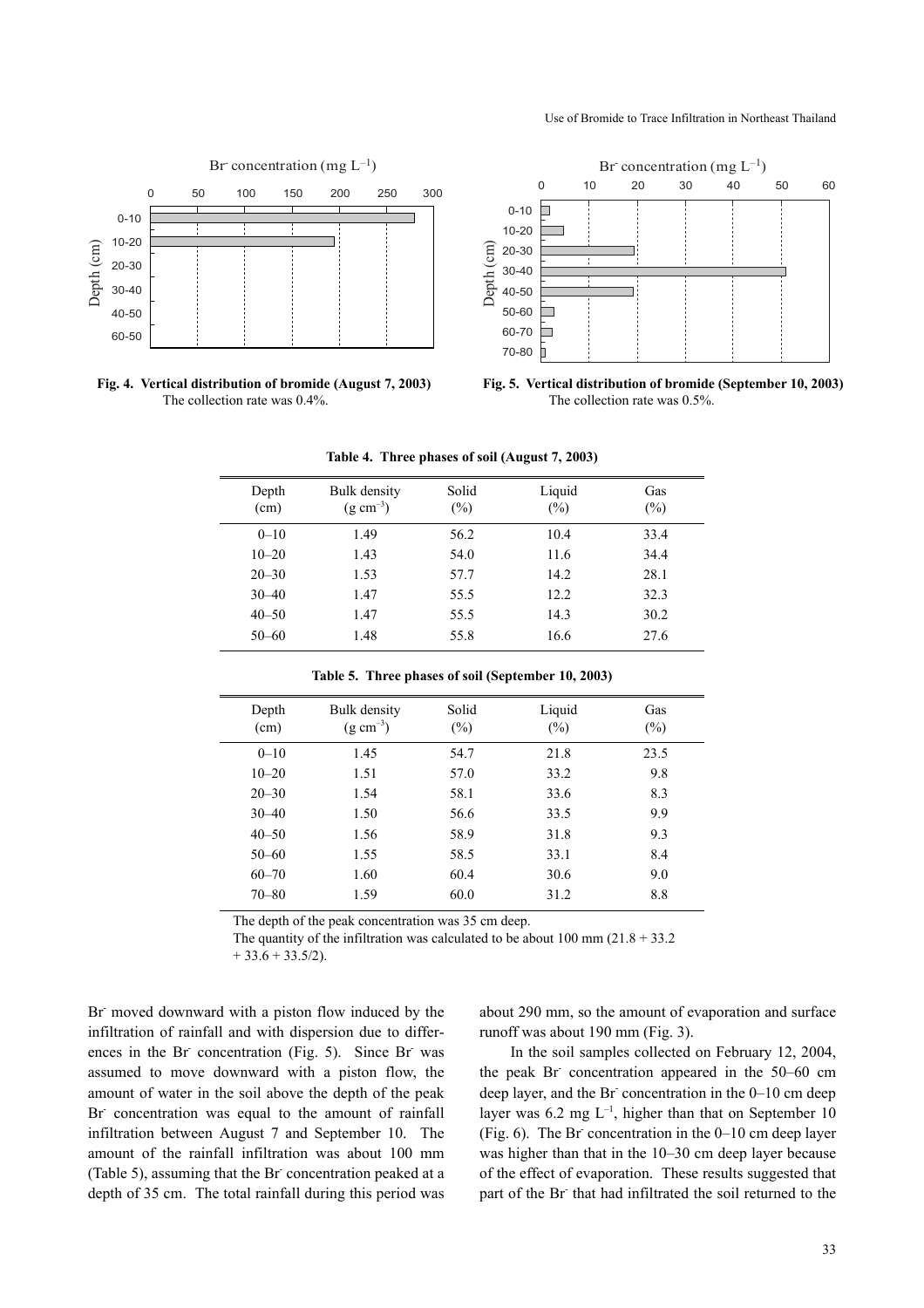Fig. 4. Vertical distribution of bromide (August 7, 2003)
The collection rate was 0.4%.

Fig. 5. Vertical distribution of bromide (September 10, 2003)
The collection rate was 0.5%.

**Table 4. Three phases of soil (August 7, 2003)**

| Depth (cm) | Bulk density ($g\ cm^{-3}$) | Solid (%) | Liquid (%) | Gas (%) |
|---|---|---|---|---|
| 0–10 | 1.49 | 56.2 | 10.4 | 33.4 |
| 10–20 | 1.43 | 54.0 | 11.6 | 34.4 |
| 20–30 | 1.53 | 57.7 | 14.2 | 28.1 |
| 30–40 | 1.47 | 55.5 | 12.2 | 32.3 |
| 40–50 | 1.47 | 55.5 | 14.3 | 30.2 |
| 50–60 | 1.48 | 55.8 | 16.6 | 27.6 |

**Table 5. Three phases of soil (September 10, 2003)**

| Depth (cm) | Bulk density ($g\ cm^{-3}$) | Solid (%) | Liquid (%) | Gas (%) |
|---|---|---|---|---|
| 0–10 | 1.45 | 54.7 | 21.8 | 23.5 |
| 10–20 | 1.51 | 57.0 | 33.2 | 9.8 |
| 20–30 | 1.54 | 58.1 | 33.6 | 8.3 |
| 30–40 | 1.50 | 56.6 | 33.5 | 9.9 |
| 40–50 | 1.56 | 58.9 | 31.8 | 9.3 |
| 50–60 | 1.55 | 58.5 | 33.1 | 8.4 |
| 60–70 | 1.60 | 60.4 | 30.6 | 9.0 |
| 70–80 | 1.59 | 60.0 | 31.2 | 8.8 |

The depth of the peak concentration was 35 cm deep.
The quantity of the infiltration was calculated to be about 100 mm (21.8 + 33.2 + 33.6 + 33.5/2).

$Br^-$ moved downward with a piston flow induced by the infiltration of rainfall and with dispersion due to differences in the $Br^-$ concentration (Fig. 5). Since $Br^-$ was assumed to move downward with a piston flow, the amount of water in the soil above the depth of the peak $Br^-$ concentration was equal to the amount of rainfall infiltration between August 7 and September 10. The amount of the rainfall infiltration was about 100 mm (Table 5), assuming that the $Br^-$ concentration peaked at a depth of 35 cm. The total rainfall during this period was about 290 mm, so the amount of evaporation and surface runoff was about 190 mm (Fig. 3).

In the soil samples collected on February 12, 2004, the peak $Br^-$ concentration appeared in the 50–60 cm deep layer, and the $Br^-$ concentration in the 0–10 cm deep layer was 6.2 mg $L^{-1}$, higher than that on September 10 (Fig. 6). The $Br^-$ concentration in the 0–10 cm deep layer was higher than that in the 10–30 cm deep layer because of the effect of evaporation. These results suggested that part of the $Br^-$ that had infiltrated the soil returned to the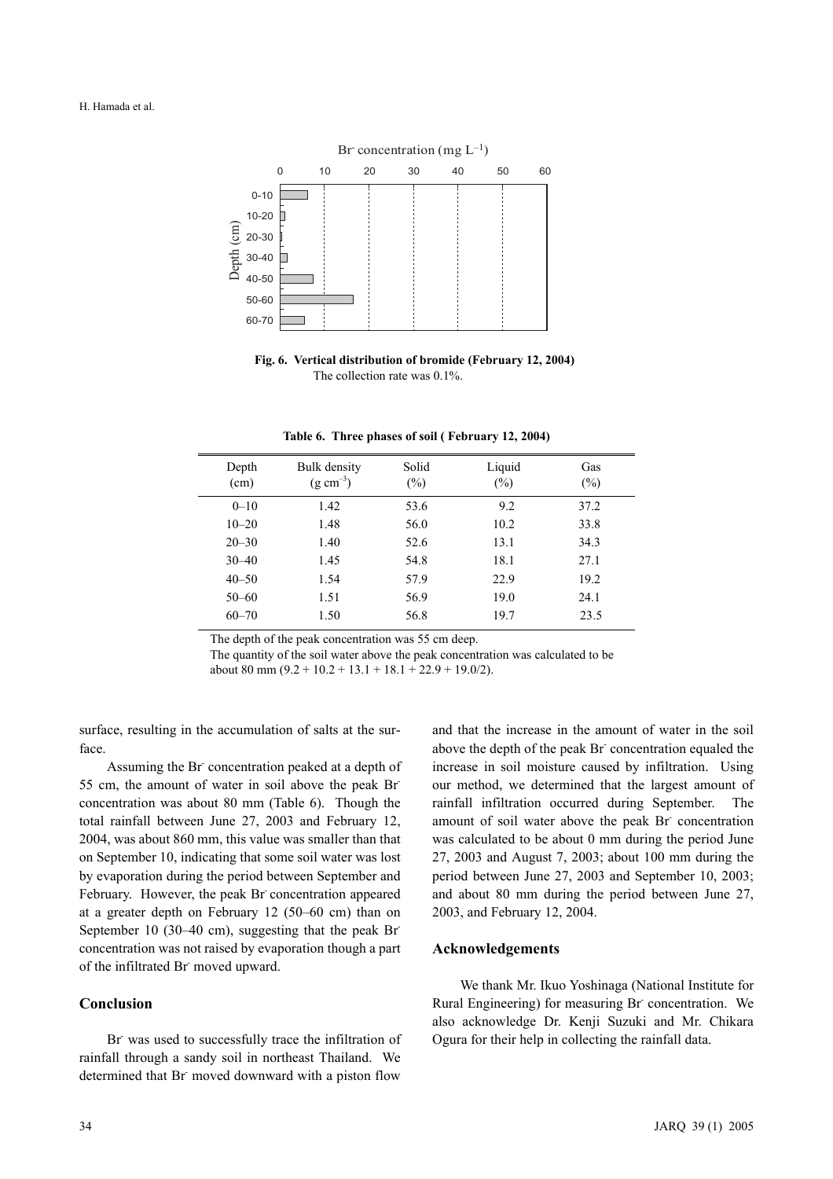**Fig. 6. Vertical distribution of bromide (February 12, 2004)**
The collection rate was 0.1%.

**Table 6. Three phases of soil ( February 12, 2004)**

| Depth (cm) | Bulk density ($g\ cm^{-3}$) | Solid (%) | Liquid (%) | Gas (%) |
|---|---|---|---|---|
| 0–10 | 1.42 | 53.6 | 9.2 | 37.2 |
| 10–20 | 1.48 | 56.0 | 10.2 | 33.8 |
| 20–30 | 1.40 | 52.6 | 13.1 | 34.3 |
| 30–40 | 1.45 | 54.8 | 18.1 | 27.1 |
| 40–50 | 1.54 | 57.9 | 22.9 | 19.2 |
| 50–60 | 1.51 | 56.9 | 19.0 | 24.1 |
| 60–70 | 1.50 | 56.8 | 19.7 | 23.5 |

The depth of the peak concentration was 55 cm deep.
The quantity of the soil water above the peak concentration was calculated to be about 80 mm (9.2 + 10.2 + 13.1 + 18.1 + 22.9 + 19.0/2).

surface, resulting in the accumulation of salts at the surface.

Assuming the $Br^-$ concentration peaked at a depth of 55 cm, the amount of water in soil above the peak $Br^-$ concentration was about 80 mm (Table 6). Though the total rainfall between June 27, 2003 and February 12, 2004, was about 860 mm, this value was smaller than that on September 10, indicating that some soil water was lost by evaporation during the period between September and February. However, the peak $Br^-$ concentration appeared at a greater depth on February 12 (50–60 cm) than on September 10 (30–40 cm), suggesting that the peak $Br^-$ concentration was not raised by evaporation though a part of the infiltrated $Br^-$ moved upward.

## Conclusion

$Br^-$ was used to successfully trace the infiltration of rainfall through a sandy soil in northeast Thailand. We determined that $Br^-$ moved downward with a piston flow and that the increase in the amount of water in the soil above the depth of the peak $Br^-$ concentration equaled the increase in soil moisture caused by infiltration. Using our method, we determined that the largest amount of rainfall infiltration occurred during September. The amount of soil water above the peak $Br^-$ concentration was calculated to be about 0 mm during the period June 27, 2003 and August 7, 2003; about 100 mm during the period between June 27, 2003 and September 10, 2003; and about 80 mm during the period between June 27, 2003, and February 12, 2004.

## Acknowledgements

We thank Mr. Ikuo Yoshinaga (National Institute for Rural Engineering) for measuring $Br^-$ concentration. We also acknowledge Dr. Kenji Suzuki and Mr. Chikara Ogura for their help in collecting the rainfall data.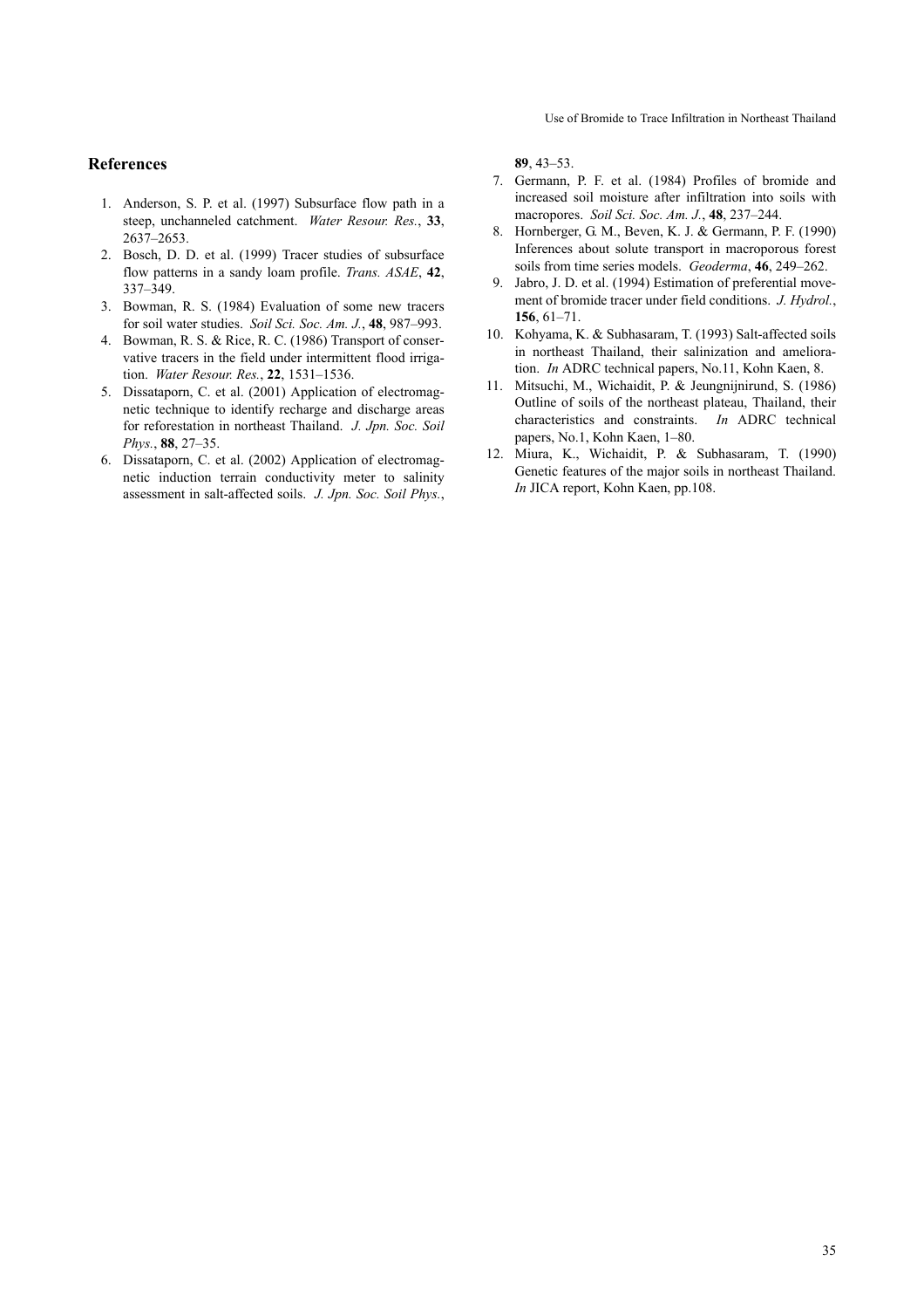## References

1. Anderson, S. P. et al. (1997) Subsurface flow path in a steep, unchanneled catchment. *Water Resour. Res.*, **33**, 2637–2653.
2. Bosch, D. D. et al. (1999) Tracer studies of subsurface flow patterns in a sandy loam profile. *Trans. ASAE*, **42**, 337–349.
3. Bowman, R. S. (1984) Evaluation of some new tracers for soil water studies. *Soil Sci. Soc. Am. J.*, **48**, 987–993.
4. Bowman, R. S. & Rice, R. C. (1986) Transport of conservative tracers in the field under intermittent flood irrigation. *Water Resour. Res.*, **22**, 1531–1536.
5. Dissataporn, C. et al. (2001) Application of electromagnetic technique to identify recharge and discharge areas for reforestation in northeast Thailand. *J. Jpn. Soc. Soil Phys.*, **88**, 27–35.
6. Dissataporn, C. et al. (2002) Application of electromagnetic induction terrain conductivity meter to salinity assessment in salt-affected soils. *J. Jpn. Soc. Soil Phys.*, **89**, 43–53.
7. Germann, P. F. et al. (1984) Profiles of bromide and increased soil moisture after infiltration into soils with macropores. *Soil Sci. Soc. Am. J.*, **48**, 237–244.
8. Hornberger, G. M., Beven, K. J. & Germann, P. F. (1990) Inferences about solute transport in macroporous forest soils from time series models. *Geoderma*, **46**, 249–262.
9. Jabro, J. D. et al. (1994) Estimation of preferential movement of bromide tracer under field conditions. *J. Hydrol.*, **156**, 61–71.
10. Kohyama, K. & Subhasaram, T. (1993) Salt-affected soils in northeast Thailand, their salinization and amelioration. *In* ADRC technical papers, No.11, Kohn Kaen, 8.
11. Mitsuchi, M., Wichaidit, P. & Jeungnijnirund, S. (1986) Outline of soils of the northeast plateau, Thailand, their characteristics and constraints. *In* ADRC technical papers, No.1, Kohn Kaen, 1–80.
12. Miura, K., Wichaidit, P. & Subhasaram, T. (1990) Genetic features of the major soils in northeast Thailand. *In* JICA report, Kohn Kaen, pp.108.